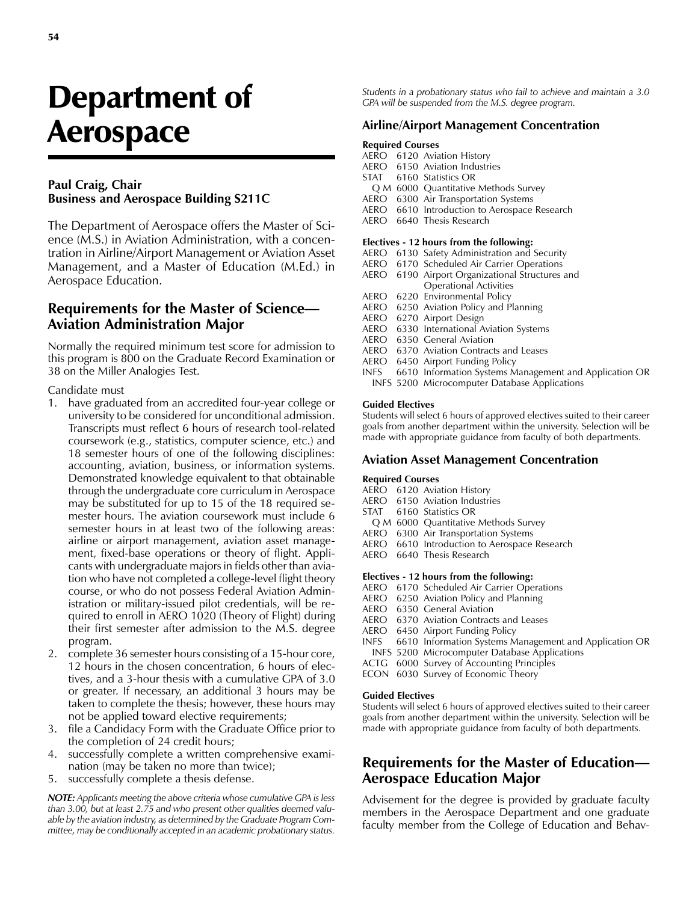# Department of Aerospace

**Paul Craig, Chair**
**Business and Aerospace Building S211C**

The Department of Aerospace offers the Master of Science (M.S.) in Aviation Administration, with a concentration in Airline/Airport Management or Aviation Asset Management, and a Master of Education (M.Ed.) in Aerospace Education.

## Requirements for the Master of Science—Aviation Administration Major

Normally the required minimum test score for admission to this program is 800 on the Graduate Record Examination or 38 on the Miller Analogies Test.

Candidate must

1. have graduated from an accredited four-year college or university to be considered for unconditional admission. Transcripts must reflect 6 hours of research tool-related coursework (e.g., statistics, computer science, etc.) and 18 semester hours of one of the following disciplines: accounting, aviation, business, or information systems. Demonstrated knowledge equivalent to that obtainable through the undergraduate core curriculum in Aerospace may be substituted for up to 15 of the 18 required semester hours. The aviation coursework must include 6 semester hours in at least two of the following areas: airline or airport management, aviation asset management, fixed-base operations or theory of flight. Applicants with undergraduate majors in fields other than aviation who have not completed a college-level flight theory course, or who do not possess Federal Aviation Administration or military-issued pilot credentials, will be required to enroll in AERO 1020 (Theory of Flight) during their first semester after admission to the M.S. degree program.
2. complete 36 semester hours consisting of a 15-hour core, 12 hours in the chosen concentration, 6 hours of electives, and a 3-hour thesis with a cumulative GPA of 3.0 or greater. If necessary, an additional 3 hours may be taken to complete the thesis; however, these hours may not be applied toward elective requirements;
3. file a Candidacy Form with the Graduate Office prior to the completion of 24 credit hours;
4. successfully complete a written comprehensive examination (may be taken no more than twice);
5. successfully complete a thesis defense.

***NOTE:*** *Applicants meeting the above criteria whose cumulative GPA is less than 3.00, but at least 2.75 and who present other qualities deemed valuable by the aviation industry, as determined by the Graduate Program Committee, may be conditionally accepted in an academic probationary status. Students in a probationary status who fail to achieve and maintain a 3.0 GPA will be suspended from the M.S. degree program.*

### Airline/Airport Management Concentration

**Required Courses**

AERO 6120 Aviation History
AERO 6150 Aviation Industries
STAT 6160 Statistics OR
  Q M 6000 Quantitative Methods Survey
AERO 6300 Air Transportation Systems
AERO 6610 Introduction to Aerospace Research
AERO 6640 Thesis Research

**Electives - 12 hours from the following:**

AERO 6130 Safety Administration and Security
AERO 6170 Scheduled Air Carrier Operations
AERO 6190 Airport Organizational Structures and Operational Activities
AERO 6220 Environmental Policy
AERO 6250 Aviation Policy and Planning
AERO 6270 Airport Design
AERO 6330 International Aviation Systems
AERO 6350 General Aviation
AERO 6370 Aviation Contracts and Leases
AERO 6450 Airport Funding Policy
INFS 6610 Information Systems Management and Application OR
  INFS 5200 Microcomputer Database Applications

**Guided Electives**

Students will select 6 hours of approved electives suited to their career goals from another department within the university. Selection will be made with appropriate guidance from faculty of both departments.

### Aviation Asset Management Concentration

**Required Courses**

AERO 6120 Aviation History
AERO 6150 Aviation Industries
STAT 6160 Statistics OR
  Q M 6000 Quantitative Methods Survey
AERO 6300 Air Transportation Systems
AERO 6610 Introduction to Aerospace Research
AERO 6640 Thesis Research

**Electives - 12 hours from the following:**

AERO 6170 Scheduled Air Carrier Operations
AERO 6250 Aviation Policy and Planning
AERO 6350 General Aviation
AERO 6370 Aviation Contracts and Leases
AERO 6450 Airport Funding Policy
INFS 6610 Information Systems Management and Application OR
  INFS 5200 Microcomputer Database Applications
ACTG 6000 Survey of Accounting Principles
ECON 6030 Survey of Economic Theory

**Guided Electives**

Students will select 6 hours of approved electives suited to their career goals from another department within the university. Selection will be made with appropriate guidance from faculty of both departments.

## Requirements for the Master of Education—Aerospace Education Major

Advisement for the degree is provided by graduate faculty members in the Aerospace Department and one graduate faculty member from the College of Education and Behav-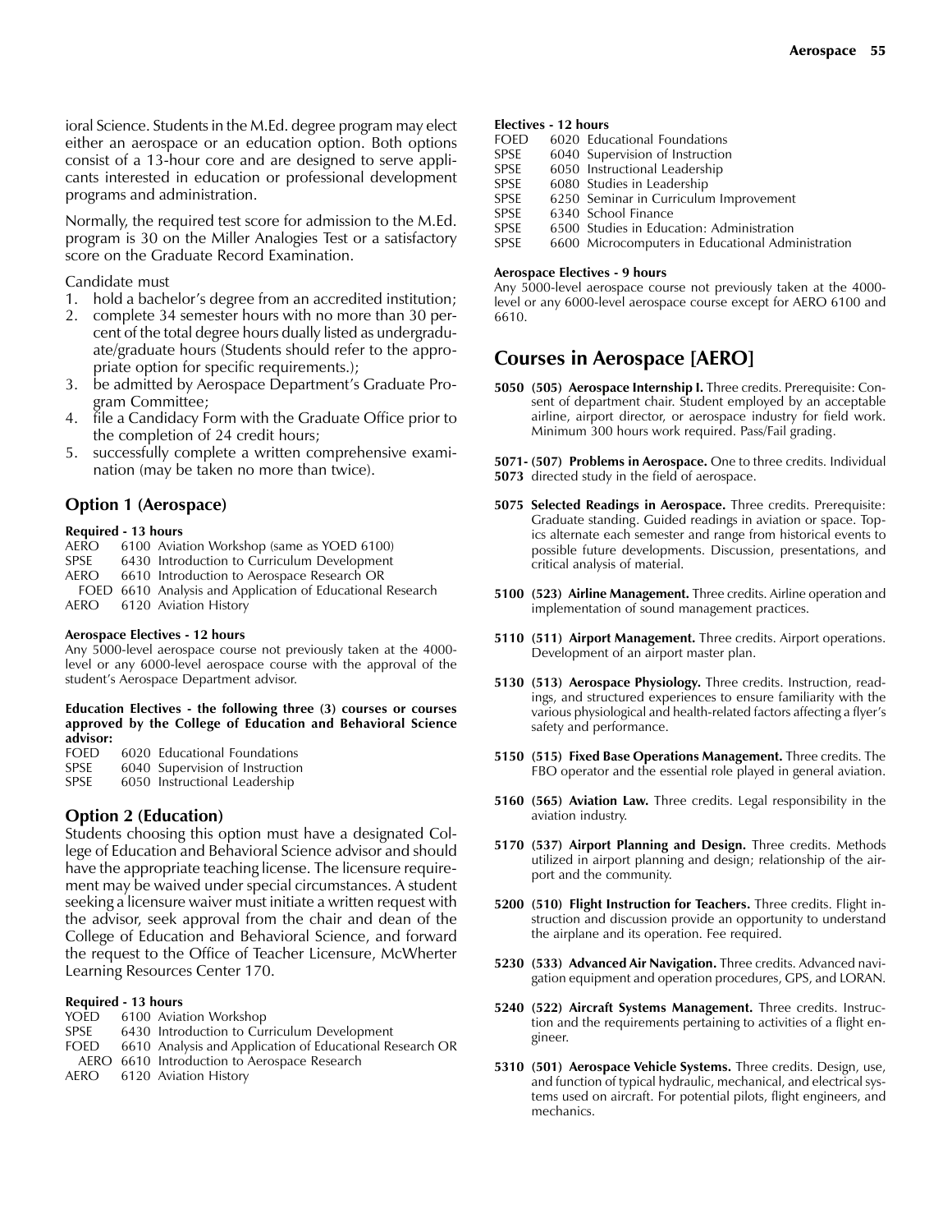ioral Science. Students in the M.Ed. degree program may elect either an aerospace or an education option. Both options consist of a 13-hour core and are designed to serve applicants interested in education or professional development programs and administration.

Normally, the required test score for admission to the M.Ed. program is 30 on the Miller Analogies Test or a satisfactory score on the Graduate Record Examination.

Candidate must

1. hold a bachelor's degree from an accredited institution;
2. complete 34 semester hours with no more than 30 percent of the total degree hours dually listed as undergraduate/graduate hours (Students should refer to the appropriate option for specific requirements.);
3. be admitted by Aerospace Department's Graduate Program Committee;
4. file a Candidacy Form with the Graduate Office prior to the completion of 24 credit hours;
5. successfully complete a written comprehensive examination (may be taken no more than twice).

### Option 1 (Aerospace)

**Required - 13 hours**

AERO 6100 Aviation Workshop (same as YOED 6100)
SPSE 6430 Introduction to Curriculum Development
AERO 6610 Introduction to Aerospace Research OR
FOED 6610 Analysis and Application of Educational Research
AERO 6120 Aviation History

**Aerospace Electives - 12 hours**

Any 5000-level aerospace course not previously taken at the 4000-level or any 6000-level aerospace course with the approval of the student's Aerospace Department advisor.

**Education Electives - the following three (3) courses or courses approved by the College of Education and Behavioral Science advisor:**

FOED 6020 Educational Foundations
SPSE 6040 Supervision of Instruction
SPSE 6050 Instructional Leadership

### Option 2 (Education)

Students choosing this option must have a designated College of Education and Behavioral Science advisor and should have the appropriate teaching license. The licensure requirement may be waived under special circumstances. A student seeking a licensure waiver must initiate a written request with the advisor, seek approval from the chair and dean of the College of Education and Behavioral Science, and forward the request to the Office of Teacher Licensure, McWherter Learning Resources Center 170.

**Required - 13 hours**

YOED 6100 Aviation Workshop
SPSE 6430 Introduction to Curriculum Development
FOED 6610 Analysis and Application of Educational Research OR
AERO 6610 Introduction to Aerospace Research
AERO 6120 Aviation History

**Electives - 12 hours**

FOED 6020 Educational Foundations
SPSE 6040 Supervision of Instruction
SPSE 6050 Instructional Leadership
SPSE 6080 Studies in Leadership
SPSE 6250 Seminar in Curriculum Improvement
SPSE 6340 School Finance
SPSE 6500 Studies in Education: Administration
SPSE 6600 Microcomputers in Educational Administration

**Aerospace Electives - 9 hours**

Any 5000-level aerospace course not previously taken at the 4000-level or any 6000-level aerospace course except for AERO 6100 and 6610.

## Courses in Aerospace [AERO]

**5050 (505) Aerospace Internship I.** Three credits. Prerequisite: Consent of department chair. Student employed by an acceptable airline, airport director, or aerospace industry for field work. Minimum 300 hours work required. Pass/Fail grading.

**5071-5073 (507) Problems in Aerospace.** One to three credits. Individual directed study in the field of aerospace.

**5075 Selected Readings in Aerospace.** Three credits. Prerequisite: Graduate standing. Guided readings in aviation or space. Topics alternate each semester and range from historical events to possible future developments. Discussion, presentations, and critical analysis of material.

**5100 (523) Airline Management.** Three credits. Airline operation and implementation of sound management practices.

**5110 (511) Airport Management.** Three credits. Airport operations. Development of an airport master plan.

**5130 (513) Aerospace Physiology.** Three credits. Instruction, readings, and structured experiences to ensure familiarity with the various physiological and health-related factors affecting a flyer's safety and performance.

**5150 (515) Fixed Base Operations Management.** Three credits. The FBO operator and the essential role played in general aviation.

**5160 (565) Aviation Law.** Three credits. Legal responsibility in the aviation industry.

**5170 (537) Airport Planning and Design.** Three credits. Methods utilized in airport planning and design; relationship of the airport and the community.

**5200 (510) Flight Instruction for Teachers.** Three credits. Flight instruction and discussion provide an opportunity to understand the airplane and its operation. Fee required.

**5230 (533) Advanced Air Navigation.** Three credits. Advanced navigation equipment and operation procedures, GPS, and LORAN.

**5240 (522) Aircraft Systems Management.** Three credits. Instruction and the requirements pertaining to activities of a flight engineer.

**5310 (501) Aerospace Vehicle Systems.** Three credits. Design, use, and function of typical hydraulic, mechanical, and electrical systems used on aircraft. For potential pilots, flight engineers, and mechanics.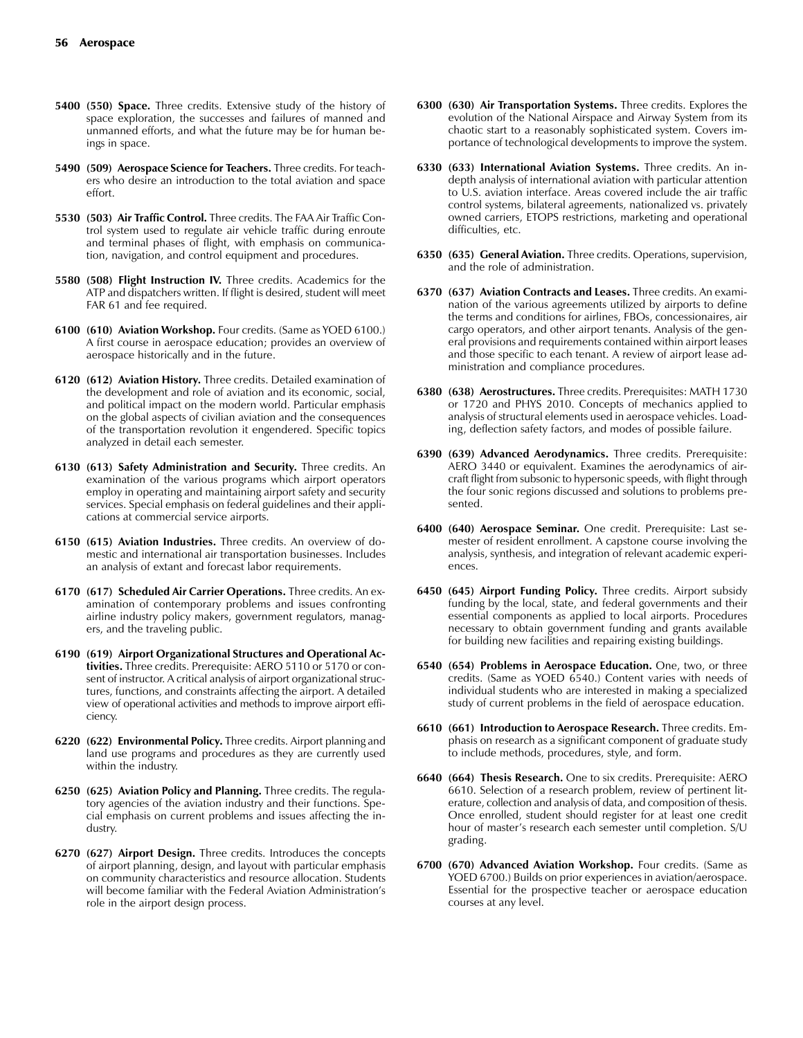**5400 (550) Space.** Three credits. Extensive study of the history of space exploration, the successes and failures of manned and unmanned efforts, and what the future may be for human beings in space.

**5490 (509) Aerospace Science for Teachers.** Three credits. For teachers who desire an introduction to the total aviation and space effort.

**5530 (503) Air Traffic Control.** Three credits. The FAA Air Traffic Control system used to regulate air vehicle traffic during enroute and terminal phases of flight, with emphasis on communication, navigation, and control equipment and procedures.

**5580 (508) Flight Instruction IV.** Three credits. Academics for the ATP and dispatchers written. If flight is desired, student will meet FAR 61 and fee required.

**6100 (610) Aviation Workshop.** Four credits. (Same as YOED 6100.) A first course in aerospace education; provides an overview of aerospace historically and in the future.

**6120 (612) Aviation History.** Three credits. Detailed examination of the development and role of aviation and its economic, social, and political impact on the modern world. Particular emphasis on the global aspects of civilian aviation and the consequences of the transportation revolution it engendered. Specific topics analyzed in detail each semester.

**6130 (613) Safety Administration and Security.** Three credits. An examination of the various programs which airport operators employ in operating and maintaining airport safety and security services. Special emphasis on federal guidelines and their applications at commercial service airports.

**6150 (615) Aviation Industries.** Three credits. An overview of domestic and international air transportation businesses. Includes an analysis of extant and forecast labor requirements.

**6170 (617) Scheduled Air Carrier Operations.** Three credits. An examination of contemporary problems and issues confronting airline industry policy makers, government regulators, managers, and the traveling public.

**6190 (619) Airport Organizational Structures and Operational Activities.** Three credits. Prerequisite: AERO 5110 or 5170 or consent of instructor. A critical analysis of airport organizational structures, functions, and constraints affecting the airport. A detailed view of operational activities and methods to improve airport efficiency.

**6220 (622) Environmental Policy.** Three credits. Airport planning and land use programs and procedures as they are currently used within the industry.

**6250 (625) Aviation Policy and Planning.** Three credits. The regulatory agencies of the aviation industry and their functions. Special emphasis on current problems and issues affecting the industry.

**6270 (627) Airport Design.** Three credits. Introduces the concepts of airport planning, design, and layout with particular emphasis on community characteristics and resource allocation. Students will become familiar with the Federal Aviation Administration's role in the airport design process.

**6300 (630) Air Transportation Systems.** Three credits. Explores the evolution of the National Airspace and Airway System from its chaotic start to a reasonably sophisticated system. Covers importance of technological developments to improve the system.

**6330 (633) International Aviation Systems.** Three credits. An in-depth analysis of international aviation with particular attention to U.S. aviation interface. Areas covered include the air traffic control systems, bilateral agreements, nationalized vs. privately owned carriers, ETOPS restrictions, marketing and operational difficulties, etc.

**6350 (635) General Aviation.** Three credits. Operations, supervision, and the role of administration.

**6370 (637) Aviation Contracts and Leases.** Three credits. An examination of the various agreements utilized by airports to define the terms and conditions for airlines, FBOs, concessionaires, air cargo operators, and other airport tenants. Analysis of the general provisions and requirements contained within airport leases and those specific to each tenant. A review of airport lease administration and compliance procedures.

**6380 (638) Aerostructures.** Three credits. Prerequisites: MATH 1730 or 1720 and PHYS 2010. Concepts of mechanics applied to analysis of structural elements used in aerospace vehicles. Loading, deflection safety factors, and modes of possible failure.

**6390 (639) Advanced Aerodynamics.** Three credits. Prerequisite: AERO 3440 or equivalent. Examines the aerodynamics of aircraft flight from subsonic to hypersonic speeds, with flight through the four sonic regions discussed and solutions to problems presented.

**6400 (640) Aerospace Seminar.** One credit. Prerequisite: Last semester of resident enrollment. A capstone course involving the analysis, synthesis, and integration of relevant academic experiences.

**6450 (645) Airport Funding Policy.** Three credits. Airport subsidy funding by the local, state, and federal governments and their essential components as applied to local airports. Procedures necessary to obtain government funding and grants available for building new facilities and repairing existing buildings.

**6540 (654) Problems in Aerospace Education.** One, two, or three credits. (Same as YOED 6540.) Content varies with needs of individual students who are interested in making a specialized study of current problems in the field of aerospace education.

**6610 (661) Introduction to Aerospace Research.** Three credits. Emphasis on research as a significant component of graduate study to include methods, procedures, style, and form.

**6640 (664) Thesis Research.** One to six credits. Prerequisite: AERO 6610. Selection of a research problem, review of pertinent literature, collection and analysis of data, and composition of thesis. Once enrolled, student should register for at least one credit hour of master's research each semester until completion. S/U grading.

**6700 (670) Advanced Aviation Workshop.** Four credits. (Same as YOED 6700.) Builds on prior experiences in aviation/aerospace. Essential for the prospective teacher or aerospace education courses at any level.